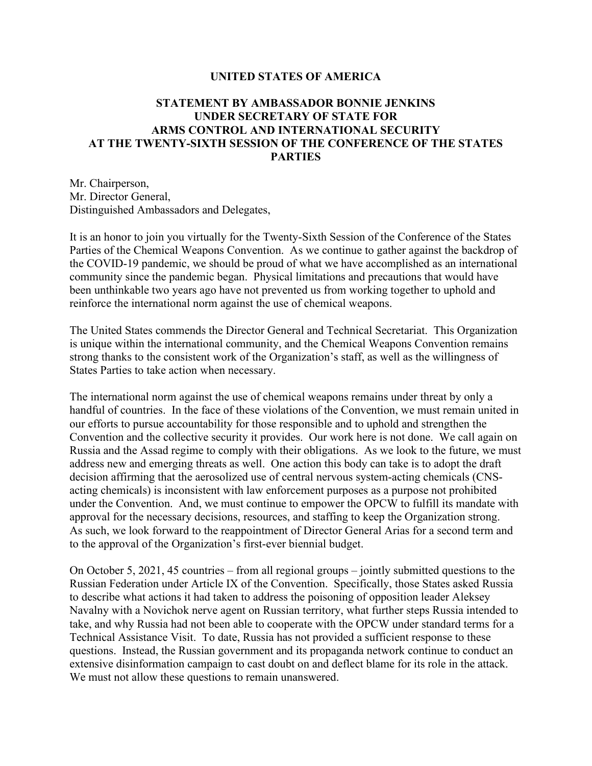**UNITED STATES OF AMERICA**

**STATEMENT BY AMBASSADOR BONNIE JENKINS UNDER SECRETARY OF STATE FOR ARMS CONTROL AND INTERNATIONAL SECURITY AT THE TWENTY-SIXTH SESSION OF THE CONFERENCE OF THE STATES PARTIES**

Mr. Chairperson,
Mr. Director General,
Distinguished Ambassadors and Delegates,

It is an honor to join you virtually for the Twenty-Sixth Session of the Conference of the States Parties of the Chemical Weapons Convention. As we continue to gather against the backdrop of the COVID-19 pandemic, we should be proud of what we have accomplished as an international community since the pandemic began. Physical limitations and precautions that would have been unthinkable two years ago have not prevented us from working together to uphold and reinforce the international norm against the use of chemical weapons.

The United States commends the Director General and Technical Secretariat. This Organization is unique within the international community, and the Chemical Weapons Convention remains strong thanks to the consistent work of the Organization's staff, as well as the willingness of States Parties to take action when necessary.

The international norm against the use of chemical weapons remains under threat by only a handful of countries. In the face of these violations of the Convention, we must remain united in our efforts to pursue accountability for those responsible and to uphold and strengthen the Convention and the collective security it provides. Our work here is not done. We call again on Russia and the Assad regime to comply with their obligations. As we look to the future, we must address new and emerging threats as well. One action this body can take is to adopt the draft decision affirming that the aerosolized use of central nervous system-acting chemicals (CNS-acting chemicals) is inconsistent with law enforcement purposes as a purpose not prohibited under the Convention. And, we must continue to empower the OPCW to fulfill its mandate with approval for the necessary decisions, resources, and staffing to keep the Organization strong. As such, we look forward to the reappointment of Director General Arias for a second term and to the approval of the Organization's first-ever biennial budget.

On October 5, 2021, 45 countries – from all regional groups – jointly submitted questions to the Russian Federation under Article IX of the Convention. Specifically, those States asked Russia to describe what actions it had taken to address the poisoning of opposition leader Aleksey Navalny with a Novichok nerve agent on Russian territory, what further steps Russia intended to take, and why Russia had not been able to cooperate with the OPCW under standard terms for a Technical Assistance Visit. To date, Russia has not provided a sufficient response to these questions. Instead, the Russian government and its propaganda network continue to conduct an extensive disinformation campaign to cast doubt on and deflect blame for its role in the attack. We must not allow these questions to remain unanswered.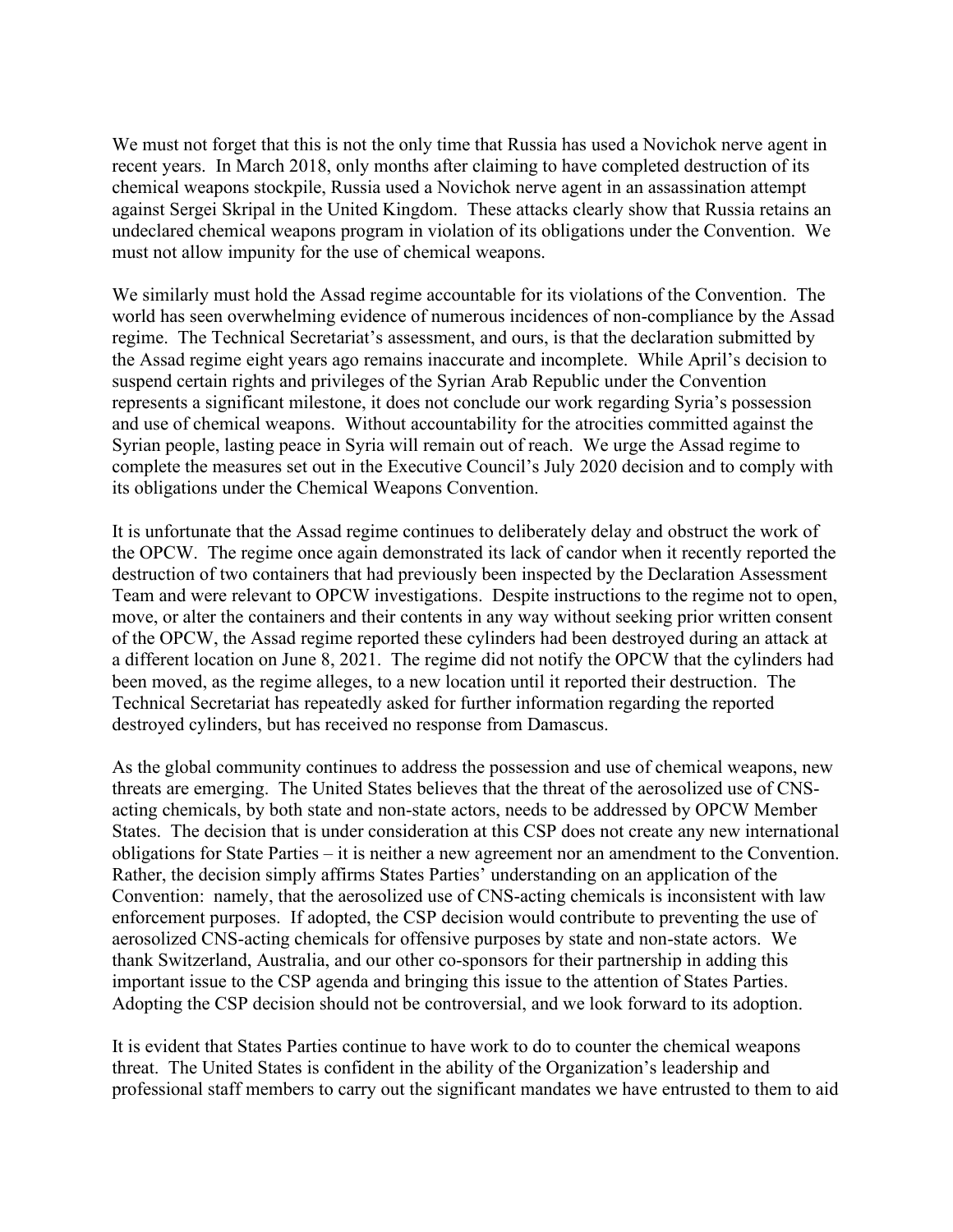We must not forget that this is not the only time that Russia has used a Novichok nerve agent in recent years. In March 2018, only months after claiming to have completed destruction of its chemical weapons stockpile, Russia used a Novichok nerve agent in an assassination attempt against Sergei Skripal in the United Kingdom. These attacks clearly show that Russia retains an undeclared chemical weapons program in violation of its obligations under the Convention. We must not allow impunity for the use of chemical weapons.

We similarly must hold the Assad regime accountable for its violations of the Convention. The world has seen overwhelming evidence of numerous incidences of non-compliance by the Assad regime. The Technical Secretariat's assessment, and ours, is that the declaration submitted by the Assad regime eight years ago remains inaccurate and incomplete. While April's decision to suspend certain rights and privileges of the Syrian Arab Republic under the Convention represents a significant milestone, it does not conclude our work regarding Syria's possession and use of chemical weapons. Without accountability for the atrocities committed against the Syrian people, lasting peace in Syria will remain out of reach. We urge the Assad regime to complete the measures set out in the Executive Council's July 2020 decision and to comply with its obligations under the Chemical Weapons Convention.

It is unfortunate that the Assad regime continues to deliberately delay and obstruct the work of the OPCW. The regime once again demonstrated its lack of candor when it recently reported the destruction of two containers that had previously been inspected by the Declaration Assessment Team and were relevant to OPCW investigations. Despite instructions to the regime not to open, move, or alter the containers and their contents in any way without seeking prior written consent of the OPCW, the Assad regime reported these cylinders had been destroyed during an attack at a different location on June 8, 2021. The regime did not notify the OPCW that the cylinders had been moved, as the regime alleges, to a new location until it reported their destruction. The Technical Secretariat has repeatedly asked for further information regarding the reported destroyed cylinders, but has received no response from Damascus.

As the global community continues to address the possession and use of chemical weapons, new threats are emerging. The United States believes that the threat of the aerosolized use of CNS-acting chemicals, by both state and non-state actors, needs to be addressed by OPCW Member States. The decision that is under consideration at this CSP does not create any new international obligations for State Parties – it is neither a new agreement nor an amendment to the Convention. Rather, the decision simply affirms States Parties' understanding on an application of the Convention: namely, that the aerosolized use of CNS-acting chemicals is inconsistent with law enforcement purposes. If adopted, the CSP decision would contribute to preventing the use of aerosolized CNS-acting chemicals for offensive purposes by state and non-state actors. We thank Switzerland, Australia, and our other co-sponsors for their partnership in adding this important issue to the CSP agenda and bringing this issue to the attention of States Parties. Adopting the CSP decision should not be controversial, and we look forward to its adoption.

It is evident that States Parties continue to have work to do to counter the chemical weapons threat. The United States is confident in the ability of the Organization's leadership and professional staff members to carry out the significant mandates we have entrusted to them to aid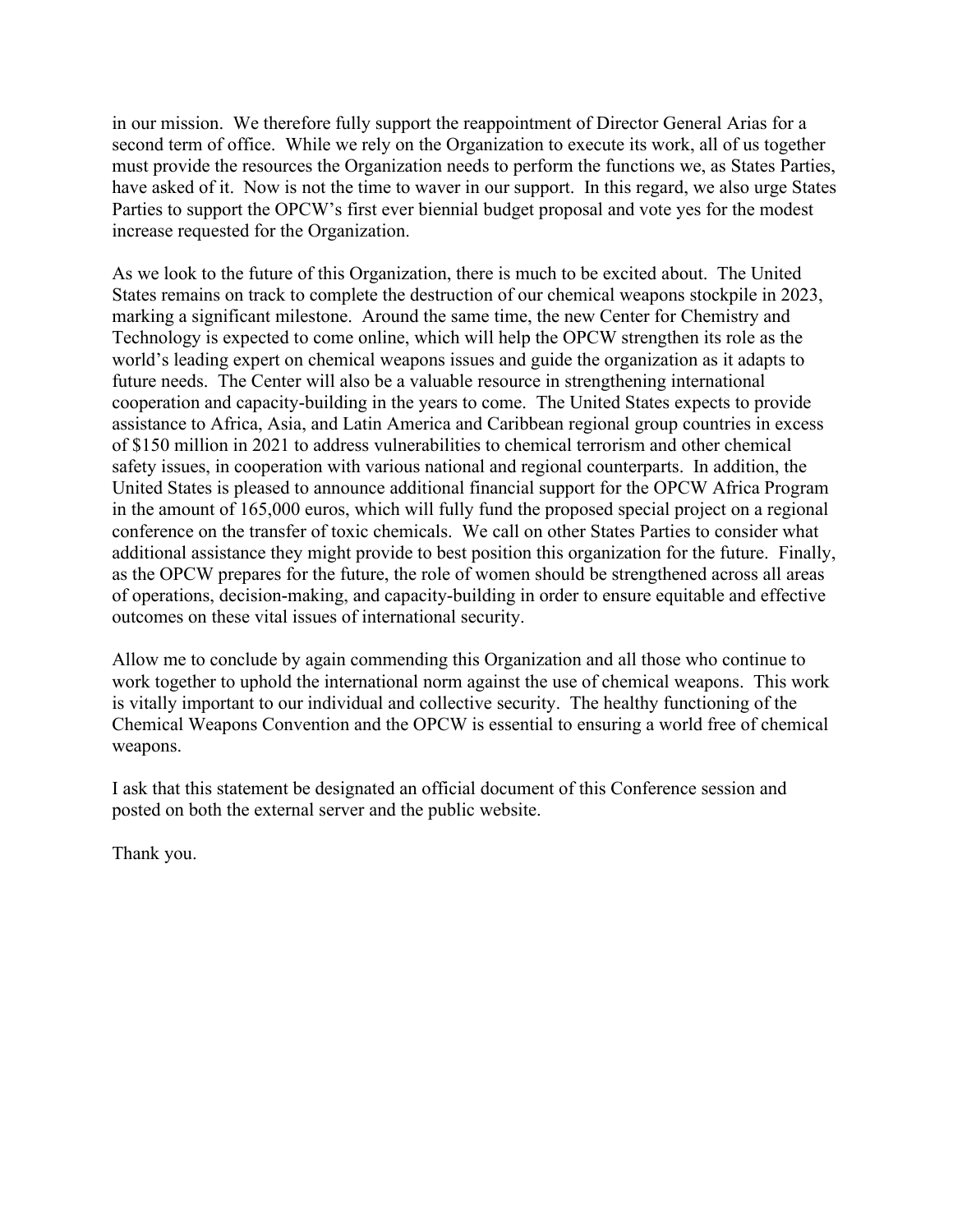in our mission. We therefore fully support the reappointment of Director General Arias for a second term of office. While we rely on the Organization to execute its work, all of us together must provide the resources the Organization needs to perform the functions we, as States Parties, have asked of it. Now is not the time to waver in our support. In this regard, we also urge States Parties to support the OPCW's first ever biennial budget proposal and vote yes for the modest increase requested for the Organization.

As we look to the future of this Organization, there is much to be excited about. The United States remains on track to complete the destruction of our chemical weapons stockpile in 2023, marking a significant milestone. Around the same time, the new Center for Chemistry and Technology is expected to come online, which will help the OPCW strengthen its role as the world's leading expert on chemical weapons issues and guide the organization as it adapts to future needs. The Center will also be a valuable resource in strengthening international cooperation and capacity-building in the years to come. The United States expects to provide assistance to Africa, Asia, and Latin America and Caribbean regional group countries in excess of $150 million in 2021 to address vulnerabilities to chemical terrorism and other chemical safety issues, in cooperation with various national and regional counterparts. In addition, the United States is pleased to announce additional financial support for the OPCW Africa Program in the amount of 165,000 euros, which will fully fund the proposed special project on a regional conference on the transfer of toxic chemicals. We call on other States Parties to consider what additional assistance they might provide to best position this organization for the future. Finally, as the OPCW prepares for the future, the role of women should be strengthened across all areas of operations, decision-making, and capacity-building in order to ensure equitable and effective outcomes on these vital issues of international security.

Allow me to conclude by again commending this Organization and all those who continue to work together to uphold the international norm against the use of chemical weapons. This work is vitally important to our individual and collective security. The healthy functioning of the Chemical Weapons Convention and the OPCW is essential to ensuring a world free of chemical weapons.

I ask that this statement be designated an official document of this Conference session and posted on both the external server and the public website.

Thank you.